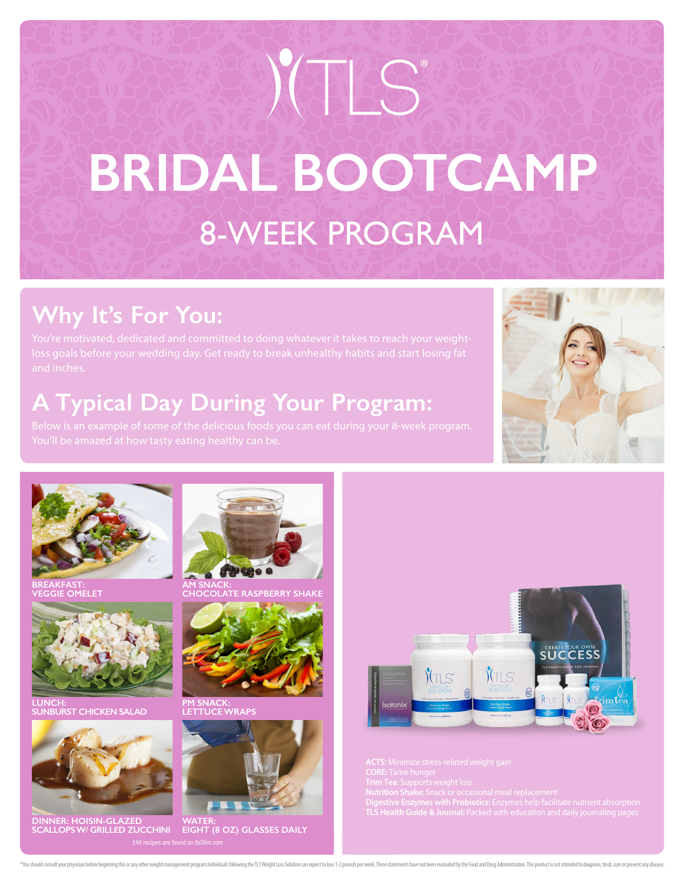# TLS®

# BRIDAL BOOTCAMP

## 8-WEEK PROGRAM

## Why It's For You:

You're motivated, dedicated and committed to doing whatever it takes to reach your weight-loss goals before your wedding day. Get ready to break unhealthy habits and start losing fat and inches.

## A Typical Day During Your Program:

Below is an example of some of the delicious foods you can eat during your 8-week program. You'll be amazed at how tasty eating healthy can be.

**BREAKFAST:**
**VEGGIE OMELET**

**AM SNACK:**
**CHOCOLATE RASPBERRY SHAKE**

**LUNCH:**
**SUNBURST CHICKEN SALAD**

**PM SNACK:**
**LETTUCE WRAPS**

**DINNER: HOISIN-GLAZED SCALLOPS W/ GRILLED ZUCCHINI**

**WATER:**
**EIGHT (8 OZ) GLASSES DAILY**

†All recipes are found on tlsSlim.com

**ACTS:** Minimize stress-related weight gain
**CORE:** Tame hunger
**Trim Tea:** Supports weight loss
**Nutrition Shake:** Snack or occasional meal replacement
**Digestive Enzymes with Probiotics:** Enzymes help facilitate nutrient absorption
**TLS Health Guide & Journal:** Packed with education and daily journaling pages

*You should consult your physician before beginning this or any other weight management program. Individuals following the TLS Weight Loss Solution can expect to lose 1-2 pounds per week. These statements have not been evaluated by the Food and Drug Administration. This product is not intended to diagnose, treat, cure or prevent any disease.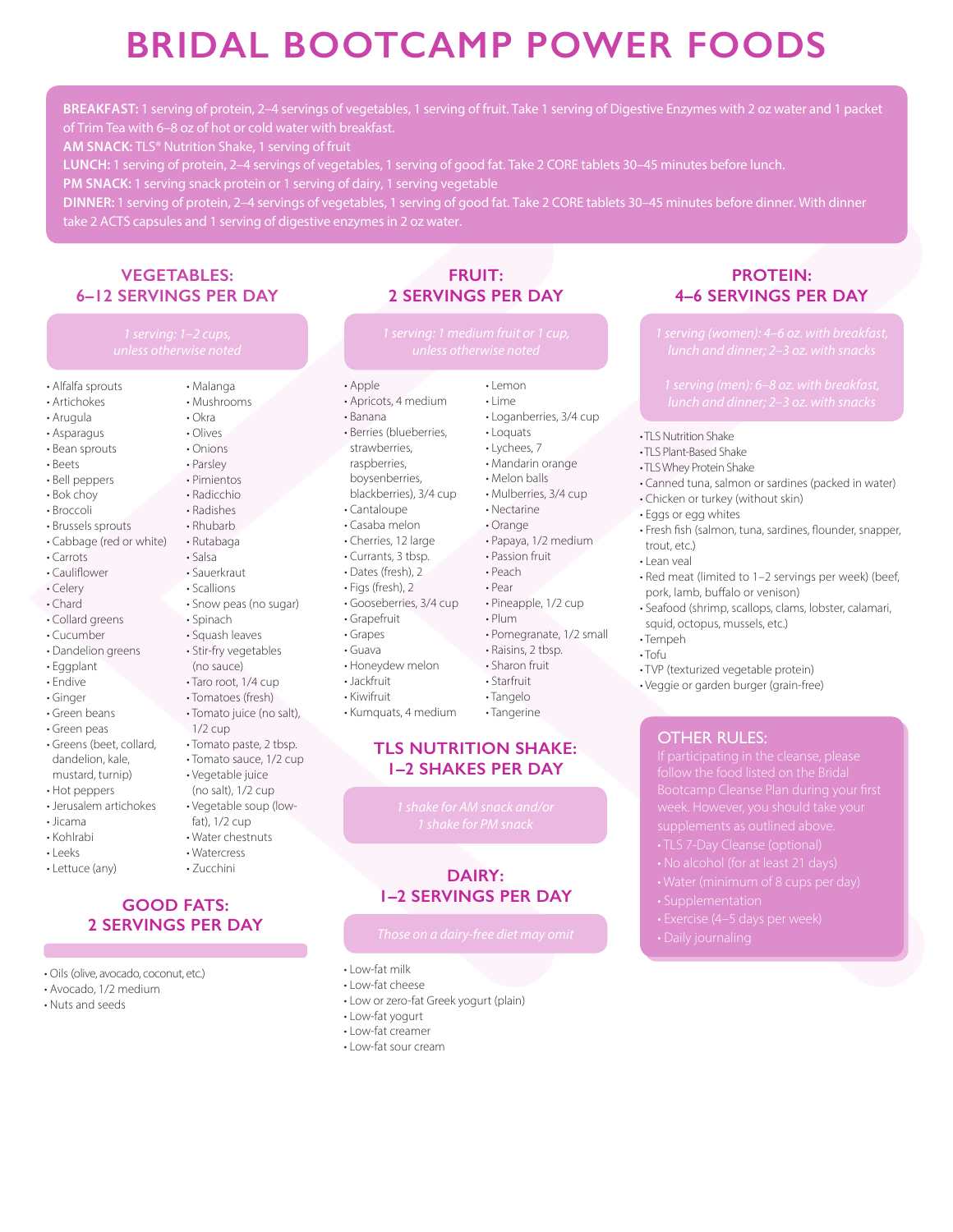# BRIDAL BOOTCAMP POWER FOODS

**BREAKFAST:** 1 serving of protein, 2–4 servings of vegetables, 1 serving of fruit. Take 1 serving of Digestive Enzymes with 2 oz water and 1 packet of Trim Tea with 6–8 oz of hot or cold water with breakfast.
**AM SNACK:** TLS® Nutrition Shake, 1 serving of fruit
**LUNCH:** 1 serving of protein, 2–4 servings of vegetables, 1 serving of good fat. Take 2 CORE tablets 30–45 minutes before lunch.
**PM SNACK:** 1 serving snack protein or 1 serving of dairy, 1 serving vegetable
**DINNER:** 1 serving of protein, 2–4 servings of vegetables, 1 serving of good fat. Take 2 CORE tablets 30–45 minutes before dinner. With dinner take 2 ACTS capsules and 1 serving of digestive enzymes in 2 oz water.

## VEGETABLES: 6–12 SERVINGS PER DAY

*1 serving: 1–2 cups, unless otherwise noted*

- Alfalfa sprouts
- Artichokes
- Arugula
- Asparagus
- Bean sprouts
- Beets
- Bell peppers
- Bok choy
- Broccoli
- Brussels sprouts
- Cabbage (red or white)
- Carrots
- Cauliflower
- Celery
- Chard
- Collard greens
- Cucumber
- Dandelion greens
- Eggplant
- Endive
- Ginger
- Green beans
- Green peas
- Greens (beet, collard, dandelion, kale, mustard, turnip)
- Hot peppers
- Jerusalem artichokes
- Jicama
- Kohlrabi
- Leeks
- Lettuce (any)
- Malanga
- Mushrooms
- Okra
- Olives
- Onions
- Parsley
- Pimientos
- Radicchio
- Radishes
- Rhubarb
- Rutabaga
- Salsa
- Sauerkraut
- Scallions
- Snow peas (no sugar)
- Spinach
- Squash leaves
- Stir-fry vegetables (no sauce)
- Taro root, 1/4 cup
- Tomatoes (fresh)
- Tomato juice (no salt), 1/2 cup
- Tomato paste, 2 tbsp.
- Tomato sauce, 1/2 cup
- Vegetable juice (no salt), 1/2 cup
- Vegetable soup (low-fat), 1/2 cup
- Water chestnuts
- Watercress
- Zucchini

## GOOD FATS: 2 SERVINGS PER DAY

- Oils (olive, avocado, coconut, etc.)
- Avocado, 1/2 medium
- Nuts and seeds

## FRUIT: 2 SERVINGS PER DAY

*1 serving: 1 medium fruit or 1 cup, unless otherwise noted*

- Apple
- Apricots, 4 medium
- Banana
- Berries (blueberries, strawberries, raspberries, boysenberries, blackberries), 3/4 cup
- Cantaloupe
- Casaba melon
- Cherries, 12 large
- Currants, 3 tbsp.
- Dates (fresh), 2
- Figs (fresh), 2
- Gooseberries, 3/4 cup
- Grapefruit
- Grapes
- Guava
- Honeydew melon
- Jackfruit
- Kiwifruit
- Kumquats, 4 medium
- Lemon
- Lime
- Loganberries, 3/4 cup
- Loquats
- Lychees, 7
- Mandarin orange
- Melon balls
- Mulberries, 3/4 cup
- Nectarine
- Orange
- Papaya, 1/2 medium
- Passion fruit
- Peach
- Pear
- Pineapple, 1/2 cup
- Plum
- Pomegranate, 1/2 small
- Raisins, 2 tbsp.
- Sharon fruit
- Starfruit
- Tangelo
- Tangerine

## TLS NUTRITION SHAKE: 1–2 SHAKES PER DAY

*1 shake for AM snack and/or 1 shake for PM snack*

## DAIRY: 1–2 SERVINGS PER DAY

*Those on a dairy-free diet may omit*

- Low-fat milk
- Low-fat cheese
- Low or zero-fat Greek yogurt (plain)
- Low-fat yogurt
- Low-fat creamer
- Low-fat sour cream

## PROTEIN: 4–6 SERVINGS PER DAY

*1 serving (women): 4–6 oz. with breakfast, lunch and dinner; 2–3 oz. with snacks*

*1 serving (men): 6–8 oz. with breakfast, lunch and dinner; 2–3 oz. with snacks*

- TLS Nutrition Shake
- TLS Plant-Based Shake
- TLS Whey Protein Shake
- Canned tuna, salmon or sardines (packed in water)
- Chicken or turkey (without skin)
- Eggs or egg whites
- Fresh fish (salmon, tuna, sardines, flounder, snapper, trout, etc.)
- Lean veal
- Red meat (limited to 1–2 servings per week) (beef, pork, lamb, buffalo or venison)
- Seafood (shrimp, scallops, clams, lobster, calamari, squid, octopus, mussels, etc.)
- Tempeh
- Tofu
- TVP (texturized vegetable protein)
- Veggie or garden burger (grain-free)

## OTHER RULES:

If participating in the cleanse, please follow the food listed on the Bridal Bootcamp Cleanse Plan during your first week. However, you should take your supplements as outlined above.

- TLS 7-Day Cleanse (optional)
- No alcohol (for at least 21 days)
- Water (minimum of 8 cups per day)
- Supplementation
- Exercise (4–5 days per week)
- Daily journaling